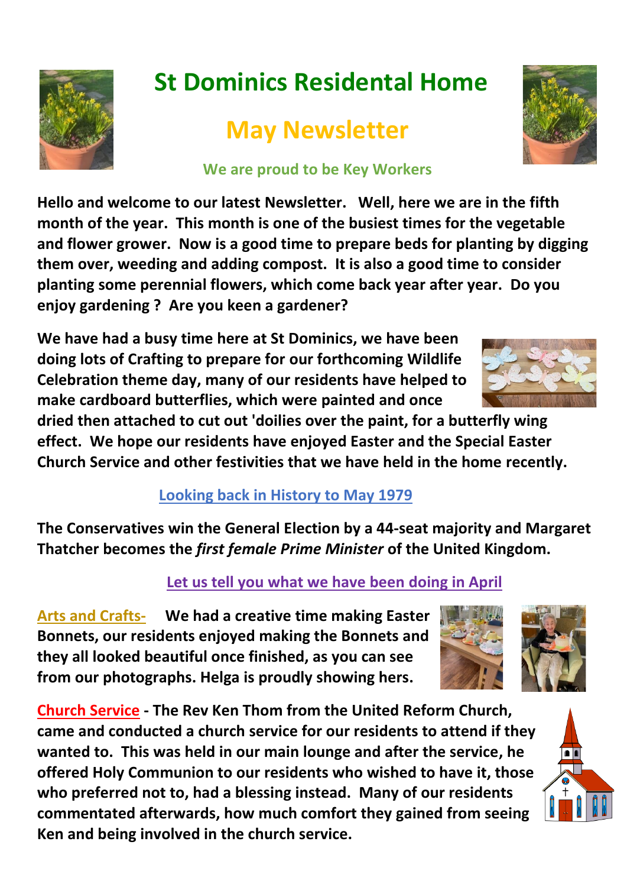# St Dominics Residental Home

## May Newsletter

### We are proud to be Key Workers

**Hello and welcome to our latest Newsletter. Well, here we are in the fifth month of the year. This month is one of the busiest times for the vegetable and flower grower. Now is a good time to prepare beds for planting by digging them over, weeding and adding compost. It is also a good time to consider planting some perennial flowers, which come back year after year. Do you enjoy gardening ? Are you keen a gardener?**

**We have had a busy time here at St Dominics, we have been doing lots of Crafting to prepare for our forthcoming Wildlife Celebration theme day, many of our residents have helped to make cardboard butterflies, which were painted and once dried then attached to cut out 'doilies over the paint, for a butterfly wing effect. We hope our residents have enjoyed Easter and the Special Easter Church Service and other festivities that we have held in the home recently.**

### Looking back in History to May 1979

**The Conservatives win the General Election by a 44-seat majority and Margaret Thatcher becomes the *first female Prime Minister* of the United Kingdom.**

### Let us tell you what we have been doing in April

**Arts and Crafts- We had a creative time making Easter Bonnets, our residents enjoyed making the Bonnets and they all looked beautiful once finished, as you can see from our photographs. Helga is proudly showing hers.**

**Church Service - The Rev Ken Thom from the United Reform Church, came and conducted a church service for our residents to attend if they wanted to. This was held in our main lounge and after the service, he offered Holy Communion to our residents who wished to have it, those who preferred not to, had a blessing instead. Many of our residents commentated afterwards, how much comfort they gained from seeing Ken and being involved in the church service.**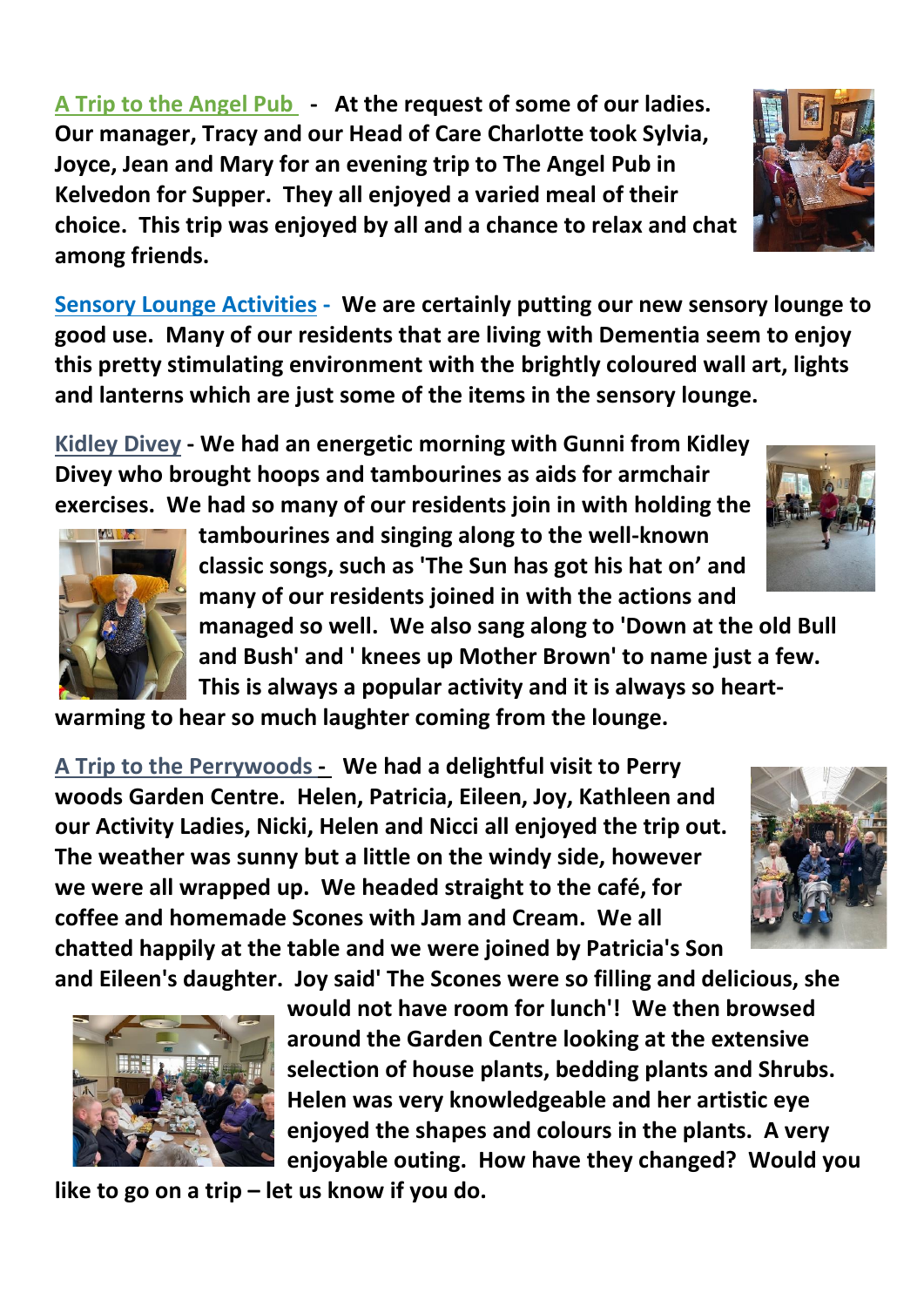**A Trip to the Angel Pub - At the request of some of our ladies. Our manager, Tracy and our Head of Care Charlotte took Sylvia, Joyce, Jean and Mary for an evening trip to The Angel Pub in Kelvedon for Supper. They all enjoyed a varied meal of their choice. This trip was enjoyed by all and a chance to relax and chat among friends.**

**Sensory Lounge Activities - We are certainly putting our new sensory lounge to good use. Many of our residents that are living with Dementia seem to enjoy this pretty stimulating environment with the brightly coloured wall art, lights and lanterns which are just some of the items in the sensory lounge.**

**Kidley Divey - We had an energetic morning with Gunni from Kidley Divey who brought hoops and tambourines as aids for armchair exercises. We had so many of our residents join in with holding the tambourines and singing along to the well-known classic songs, such as 'The Sun has got his hat on' and many of our residents joined in with the actions and managed so well. We also sang along to 'Down at the old Bull and Bush' and ' knees up Mother Brown' to name just a few. This is always a popular activity and it is always so heart-warming to hear so much laughter coming from the lounge.**

**A Trip to the Perrywoods - We had a delightful visit to Perry woods Garden Centre. Helen, Patricia, Eileen, Joy, Kathleen and our Activity Ladies, Nicki, Helen and Nicci all enjoyed the trip out. The weather was sunny but a little on the windy side, however we were all wrapped up. We headed straight to the café, for coffee and homemade Scones with Jam and Cream. We all chatted happily at the table and we were joined by Patricia's Son and Eileen's daughter. Joy said' The Scones were so filling and delicious, she would not have room for lunch'! We then browsed around the Garden Centre looking at the extensive selection of house plants, bedding plants and Shrubs. Helen was very knowledgeable and her artistic eye enjoyed the shapes and colours in the plants. A very enjoyable outing. How have they changed? Would you like to go on a trip – let us know if you do.**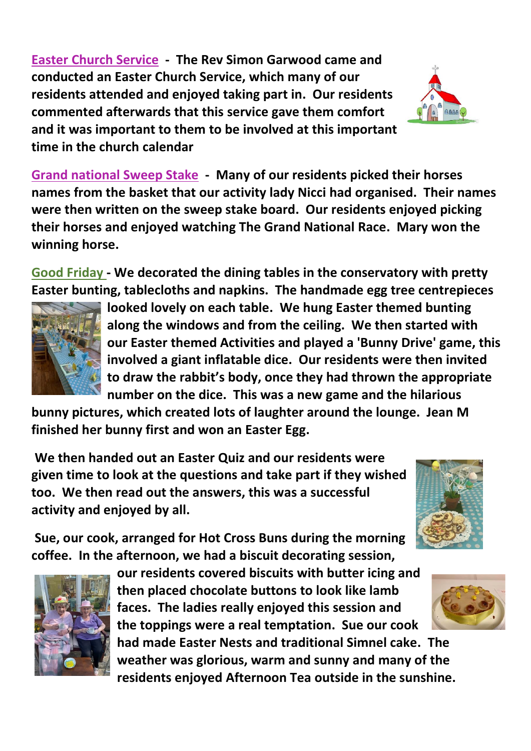**Easter Church Service** - The Rev Simon Garwood came and conducted an Easter Church Service, which many of our residents attended and enjoyed taking part in. Our residents commented afterwards that this service gave them comfort and it was important to them to be involved at this important time in the church calendar

**Grand national Sweep Stake** - Many of our residents picked their horses names from the basket that our activity lady Nicci had organised. Their names were then written on the sweep stake board. Our residents enjoyed picking their horses and enjoyed watching The Grand National Race. Mary won the winning horse.

**Good Friday** - We decorated the dining tables in the conservatory with pretty Easter bunting, tablecloths and napkins. The handmade egg tree centrepieces looked lovely on each table. We hung Easter themed bunting along the windows and from the ceiling. We then started with our Easter themed Activities and played a 'Bunny Drive' game, this involved a giant inflatable dice. Our residents were then invited to draw the rabbit's body, once they had thrown the appropriate number on the dice. This was a new game and the hilarious bunny pictures, which created lots of laughter around the lounge. Jean M finished her bunny first and won an Easter Egg.

We then handed out an Easter Quiz and our residents were given time to look at the questions and take part if they wished too. We then read out the answers, this was a successful activity and enjoyed by all.

Sue, our cook, arranged for Hot Cross Buns during the morning coffee. In the afternoon, we had a biscuit decorating session, our residents covered biscuits with butter icing and then placed chocolate buttons to look like lamb faces. The ladies really enjoyed this session and the toppings were a real temptation. Sue our cook had made Easter Nests and traditional Simnel cake. The weather was glorious, warm and sunny and many of the residents enjoyed Afternoon Tea outside in the sunshine.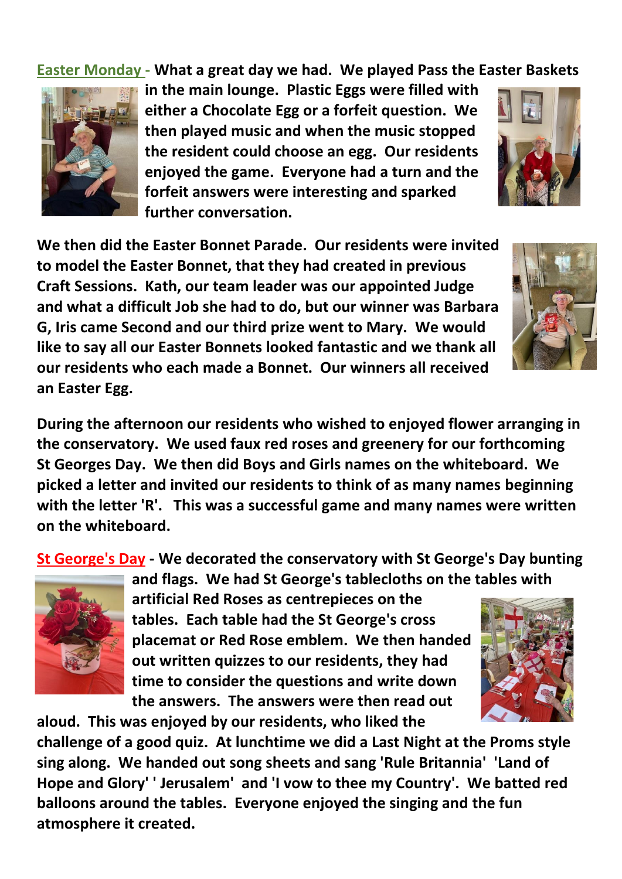**Easter Monday - What a great day we had. We played Pass the Easter Baskets in the main lounge. Plastic Eggs were filled with either a Chocolate Egg or a forfeit question. We then played music and when the music stopped the resident could choose an egg. Our residents enjoyed the game. Everyone had a turn and the forfeit answers were interesting and sparked further conversation.**

**We then did the Easter Bonnet Parade. Our residents were invited to model the Easter Bonnet, that they had created in previous Craft Sessions. Kath, our team leader was our appointed Judge and what a difficult Job she had to do, but our winner was Barbara G, Iris came Second and our third prize went to Mary. We would like to say all our Easter Bonnets looked fantastic and we thank all our residents who each made a Bonnet. Our winners all received an Easter Egg.**

**During the afternoon our residents who wished to enjoyed flower arranging in the conservatory. We used faux red roses and greenery for our forthcoming St Georges Day. We then did Boys and Girls names on the whiteboard. We picked a letter and invited our residents to think of as many names beginning with the letter 'R'. This was a successful game and many names were written on the whiteboard.**

**St George's Day - We decorated the conservatory with St George's Day bunting and flags. We had St George's tablecloths on the tables with artificial Red Roses as centrepieces on the tables. Each table had the St George's cross placemat or Red Rose emblem. We then handed out written quizzes to our residents, they had time to consider the questions and write down the answers. The answers were then read out aloud. This was enjoyed by our residents, who liked the challenge of a good quiz. At lunchtime we did a Last Night at the Proms style sing along. We handed out song sheets and sang 'Rule Britannia' 'Land of Hope and Glory' ' Jerusalem' and 'I vow to thee my Country'. We batted red balloons around the tables. Everyone enjoyed the singing and the fun atmosphere it created.**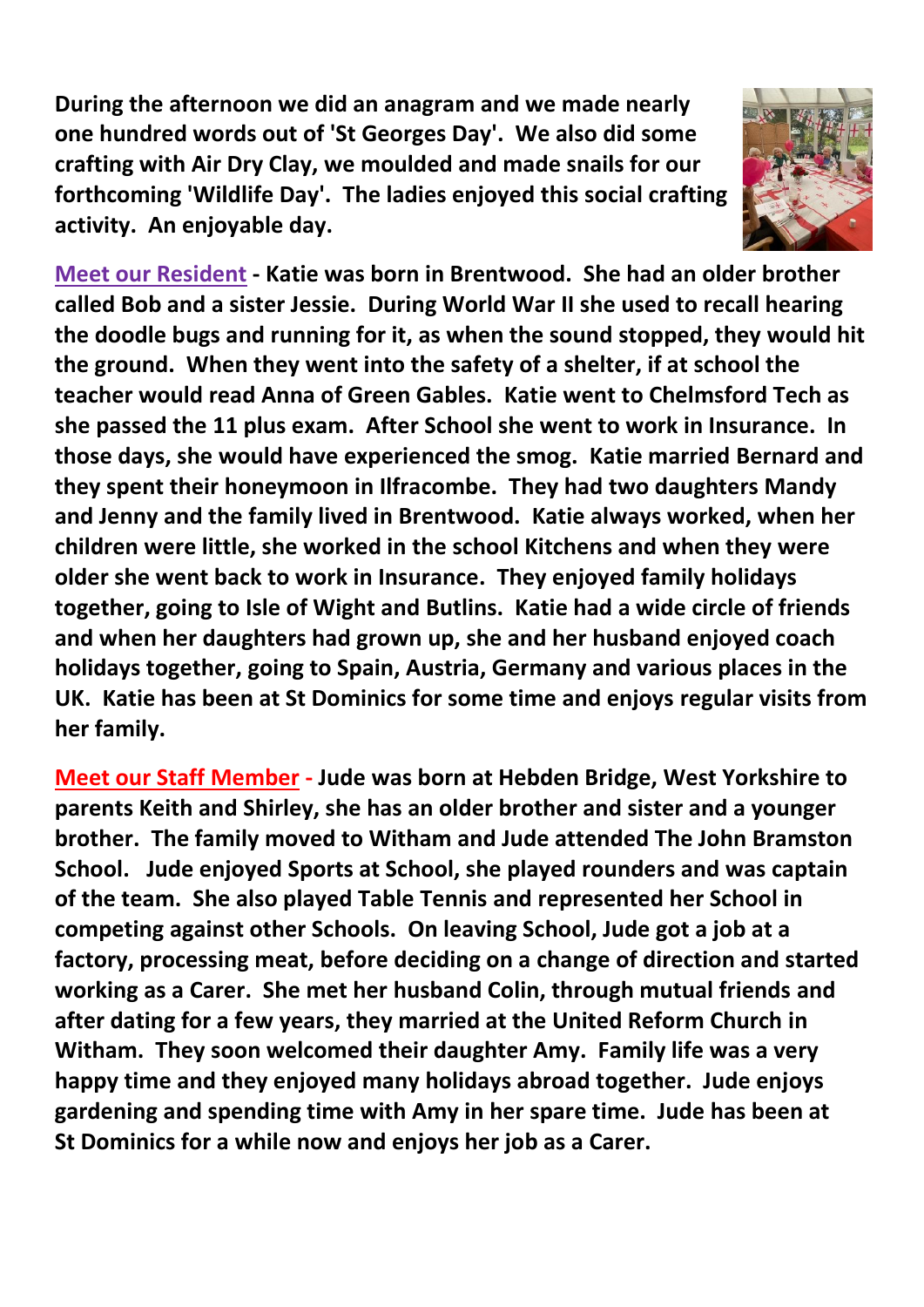**During the afternoon we did an anagram and we made nearly one hundred words out of 'St Georges Day'. We also did some crafting with Air Dry Clay, we moulded and made snails for our forthcoming 'Wildlife Day'. The ladies enjoyed this social crafting activity. An enjoyable day.**

**Meet our Resident - Katie was born in Brentwood. She had an older brother called Bob and a sister Jessie. During World War II she used to recall hearing the doodle bugs and running for it, as when the sound stopped, they would hit the ground. When they went into the safety of a shelter, if at school the teacher would read Anna of Green Gables. Katie went to Chelmsford Tech as she passed the 11 plus exam. After School she went to work in Insurance. In those days, she would have experienced the smog. Katie married Bernard and they spent their honeymoon in Ilfracombe. They had two daughters Mandy and Jenny and the family lived in Brentwood. Katie always worked, when her children were little, she worked in the school Kitchens and when they were older she went back to work in Insurance. They enjoyed family holidays together, going to Isle of Wight and Butlins. Katie had a wide circle of friends and when her daughters had grown up, she and her husband enjoyed coach holidays together, going to Spain, Austria, Germany and various places in the UK. Katie has been at St Dominics for some time and enjoys regular visits from her family.**

**Meet our Staff Member - Jude was born at Hebden Bridge, West Yorkshire to parents Keith and Shirley, she has an older brother and sister and a younger brother. The family moved to Witham and Jude attended The John Bramston School. Jude enjoyed Sports at School, she played rounders and was captain of the team. She also played Table Tennis and represented her School in competing against other Schools. On leaving School, Jude got a job at a factory, processing meat, before deciding on a change of direction and started working as a Carer. She met her husband Colin, through mutual friends and after dating for a few years, they married at the United Reform Church in Witham. They soon welcomed their daughter Amy. Family life was a very happy time and they enjoyed many holidays abroad together. Jude enjoys gardening and spending time with Amy in her spare time. Jude has been at St Dominics for a while now and enjoys her job as a Carer.**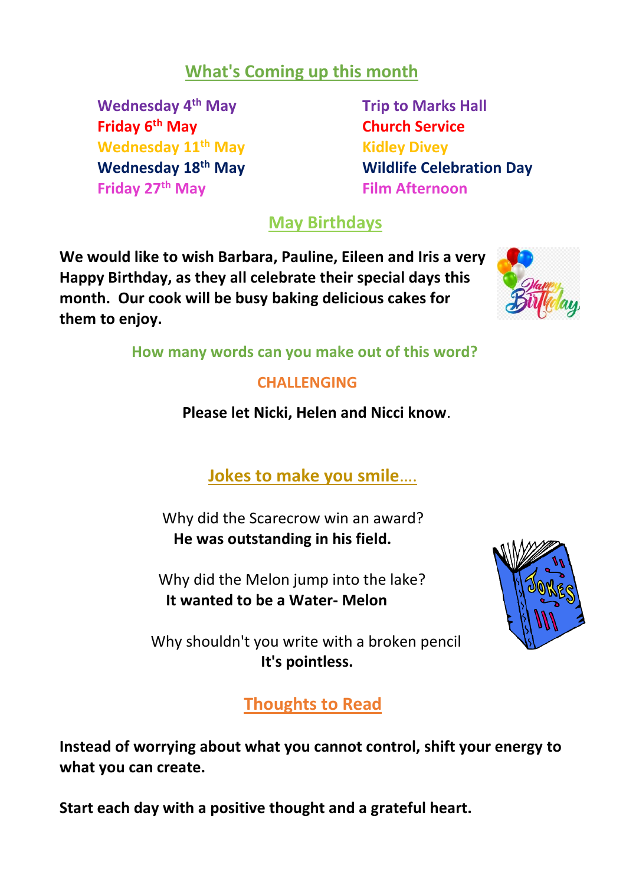## What's Coming up this month

| | |
|---|---|
| Wednesday 4th May | Trip to Marks Hall |
| Friday 6th May | Church Service |
| Wednesday 11th May | Kidley Divey |
| Wednesday 18th May | Wildlife Celebration Day |
| Friday 27th May | Film Afternoon |

## May Birthdays

**We would like to wish Barbara, Pauline, Eileen and Iris a very Happy Birthday, as they all celebrate their special days this month. Our cook will be busy baking delicious cakes for them to enjoy.**

**How many words can you make out of this word?**

**CHALLENGING**

**Please let Nicki, Helen and Nicci know.**

## Jokes to make you smile....

Why did the Scarecrow win an award?
**He was outstanding in his field.**

Why did the Melon jump into the lake?
**It wanted to be a Water- Melon**

Why shouldn't you write with a broken pencil
**It's pointless.**

## Thoughts to Read

**Instead of worrying about what you cannot control, shift your energy to what you can create.**

**Start each day with a positive thought and a grateful heart.**